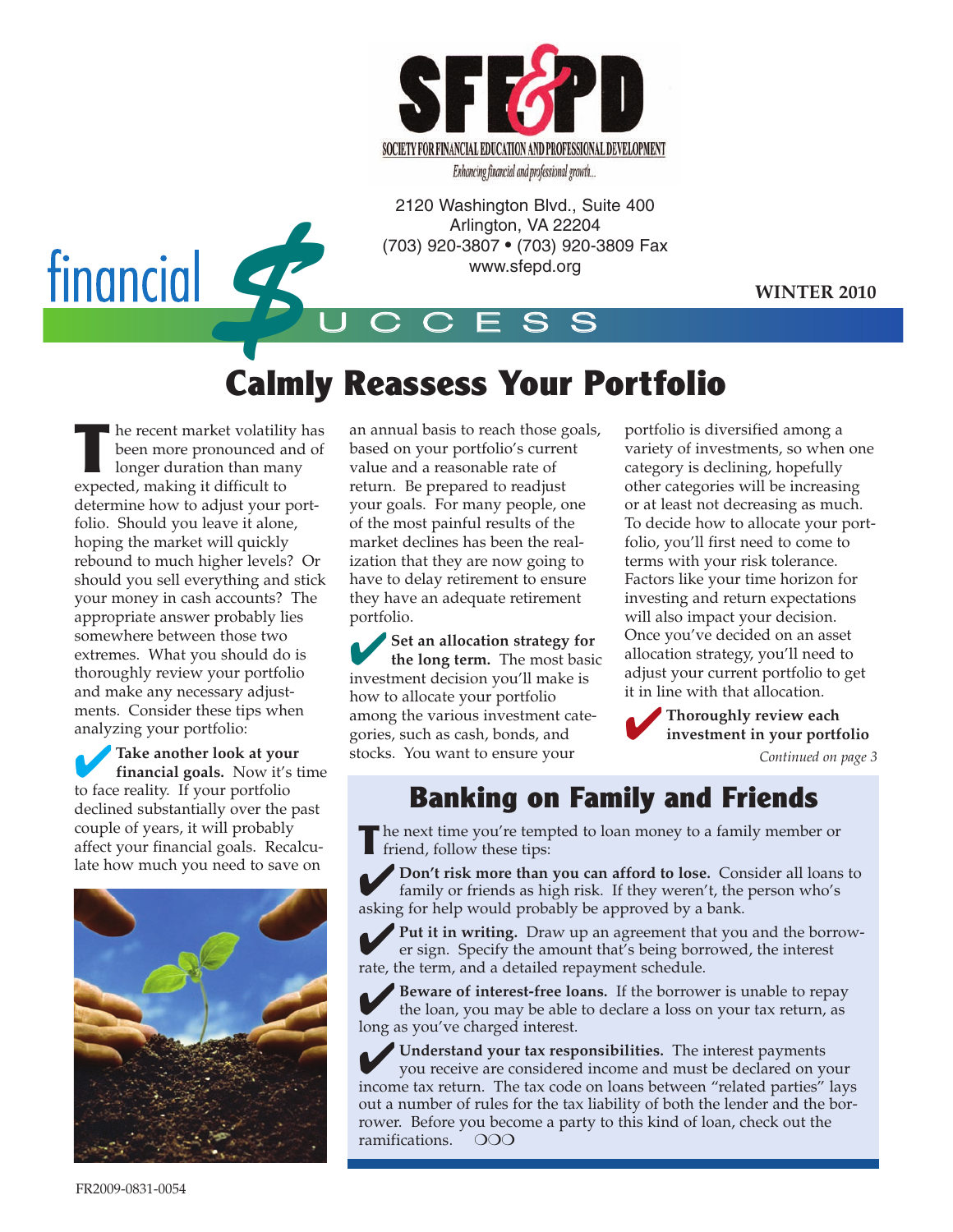SFE&PD

SOCIETY FOR FINANCIAL EDUCATION AND PROFESSIONAL DEVELOPMENT

*Enhancing financial and professional growth...*

2120 Washington Blvd., Suite 400
Arlington, VA 22204
(703) 920-3807 • (703) 920-3809 Fax
www.sfepd.org

# financial $UCCESS

**WINTER 2010**

## Calmly Reassess Your Portfolio

The recent market volatility has been more pronounced and of longer duration than many expected, making it difficult to determine how to adjust your portfolio. Should you leave it alone, hoping the market will quickly rebound to much higher levels? Or should you sell everything and stick your money in cash accounts? The appropriate answer probably lies somewhere between those two extremes. What you should do is thoroughly review your portfolio and make any necessary adjustments. Consider these tips when analyzing your portfolio:

✔ **Take another look at your financial goals.** Now it's time to face reality. If your portfolio declined substantially over the past couple of years, it will probably affect your financial goals. Recalculate how much you need to save on an annual basis to reach those goals, based on your portfolio's current value and a reasonable rate of return. Be prepared to readjust your goals. For many people, one of the most painful results of the market declines has been the realization that they are now going to have to delay retirement to ensure they have an adequate retirement portfolio.

✔ **Set an allocation strategy for the long term.** The most basic investment decision you'll make is how to allocate your portfolio among the various investment categories, such as cash, bonds, and stocks. You want to ensure your portfolio is diversified among a variety of investments, so when one category is declining, hopefully other categories will be increasing or at least not decreasing as much. To decide how to allocate your portfolio, you'll first need to come to terms with your risk tolerance. Factors like your time horizon for investing and return expectations will also impact your decision. Once you've decided on an asset allocation strategy, you'll need to adjust your current portfolio to get it in line with that allocation.

✔ **Thoroughly review each investment in your portfolio**

*Continued on page 3*

## Banking on Family and Friends

The next time you're tempted to loan money to a family member or friend, follow these tips:

✔ **Don't risk more than you can afford to lose.** Consider all loans to family or friends as high risk. If they weren't, the person who's asking for help would probably be approved by a bank.

✔ **Put it in writing.** Draw up an agreement that you and the borrower sign. Specify the amount that's being borrowed, the interest rate, the term, and a detailed repayment schedule.

✔ **Beware of interest-free loans.** If the borrower is unable to repay the loan, you may be able to declare a loss on your tax return, as long as you've charged interest.

✔ **Understand your tax responsibilities.** The interest payments you receive are considered income and must be declared on your income tax return. The tax code on loans between "related parties" lays out a number of rules for the tax liability of both the lender and the borrower. Before you become a party to this kind of loan, check out the ramifications. ○○○

FR2009-0831-0054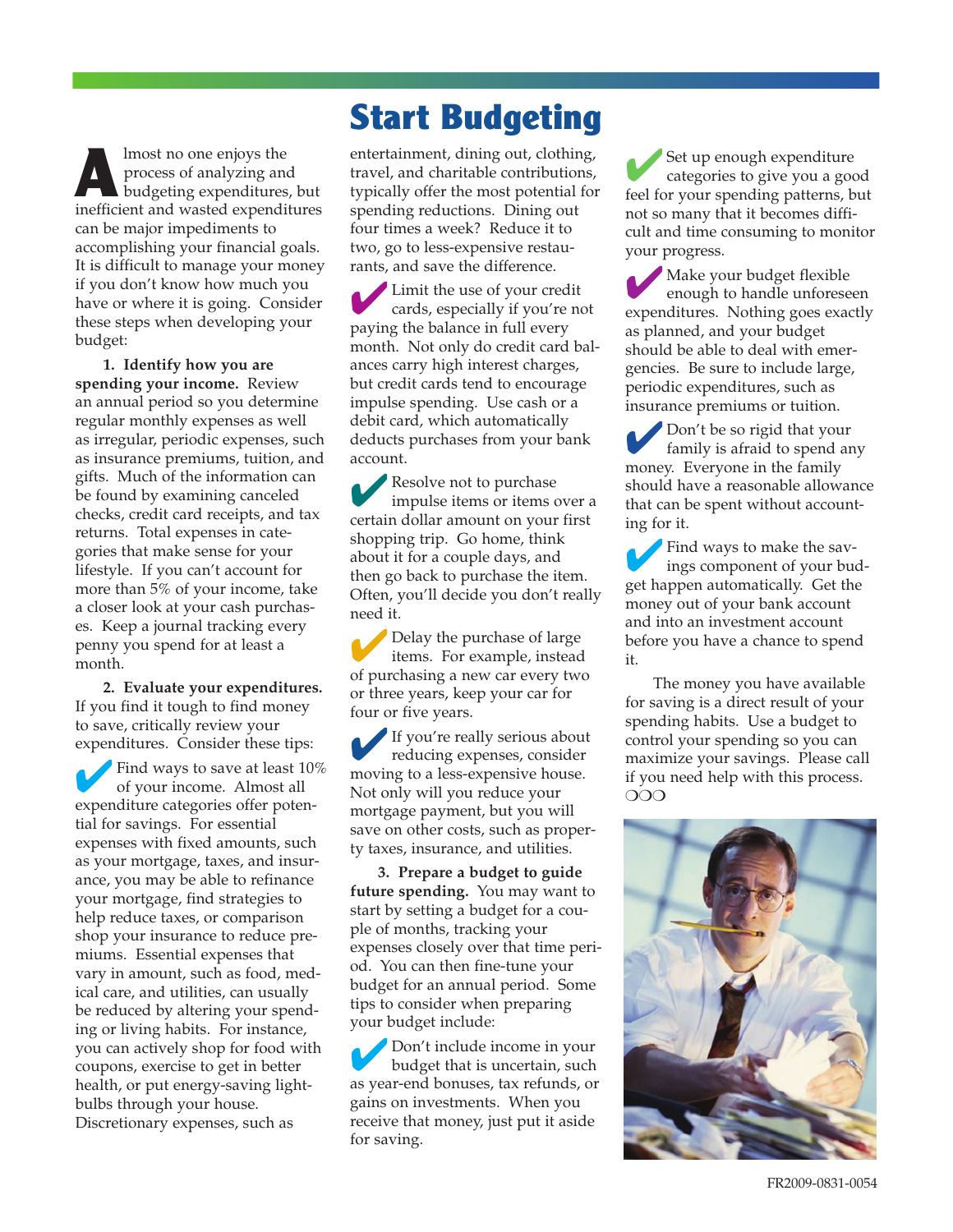# Start Budgeting

Almost no one enjoys the process of analyzing and budgeting expenditures, but inefficient and wasted expenditures can be major impediments to accomplishing your financial goals. It is difficult to manage your money if you don't know how much you have or where it is going. Consider these steps when developing your budget:

**1. Identify how you are spending your income.** Review an annual period so you determine regular monthly expenses as well as irregular, periodic expenses, such as insurance premiums, tuition, and gifts. Much of the information can be found by examining canceled checks, credit card receipts, and tax returns. Total expenses in categories that make sense for your lifestyle. If you can't account for more than 5% of your income, take a closer look at your cash purchases. Keep a journal tracking every penny you spend for at least a month.

**2. Evaluate your expenditures.** If you find it tough to find money to save, critically review your expenditures. Consider these tips:

- Find ways to save at least 10% of your income. Almost all expenditure categories offer potential for savings. For essential expenses with fixed amounts, such as your mortgage, taxes, and insurance, you may be able to refinance your mortgage, find strategies to help reduce taxes, or comparison shop your insurance to reduce premiums. Essential expenses that vary in amount, such as food, medical care, and utilities, can usually be reduced by altering your spending or living habits. For instance, you can actively shop for food with coupons, exercise to get in better health, or put energy-saving lightbulbs through your house. Discretionary expenses, such as entertainment, dining out, clothing, travel, and charitable contributions, typically offer the most potential for spending reductions. Dining out four times a week? Reduce it to two, go to less-expensive restaurants, and save the difference.
- Limit the use of your credit cards, especially if you're not paying the balance in full every month. Not only do credit card balances carry high interest charges, but credit cards tend to encourage impulse spending. Use cash or a debit card, which automatically deducts purchases from your bank account.
- Resolve not to purchase impulse items or items over a certain dollar amount on your first shopping trip. Go home, think about it for a couple days, and then go back to purchase the item. Often, you'll decide you don't really need it.
- Delay the purchase of large items. For example, instead of purchasing a new car every two or three years, keep your car for four or five years.
- If you're really serious about reducing expenses, consider moving to a less-expensive house. Not only will you reduce your mortgage payment, but you will save on other costs, such as property taxes, insurance, and utilities.

**3. Prepare a budget to guide future spending.** You may want to start by setting a budget for a couple of months, tracking your expenses closely over that time period. You can then fine-tune your budget for an annual period. Some tips to consider when preparing your budget include:

- Don't include income in your budget that is uncertain, such as year-end bonuses, tax refunds, or gains on investments. When you receive that money, just put it aside for saving.
- Set up enough expenditure categories to give you a good feel for your spending patterns, but not so many that it becomes difficult and time consuming to monitor your progress.
- Make your budget flexible enough to handle unforeseen expenditures. Nothing goes exactly as planned, and your budget should be able to deal with emergencies. Be sure to include large, periodic expenditures, such as insurance premiums or tuition.
- Don't be so rigid that your family is afraid to spend any money. Everyone in the family should have a reasonable allowance that can be spent without accounting for it.
- Find ways to make the savings component of your budget happen automatically. Get the money out of your bank account and into an investment account before you have a chance to spend it.

The money you have available for saving is a direct result of your spending habits. Use a budget to control your spending so you can maximize your savings. Please call if you need help with this process. ❍❍❍

FR2009-0831-0054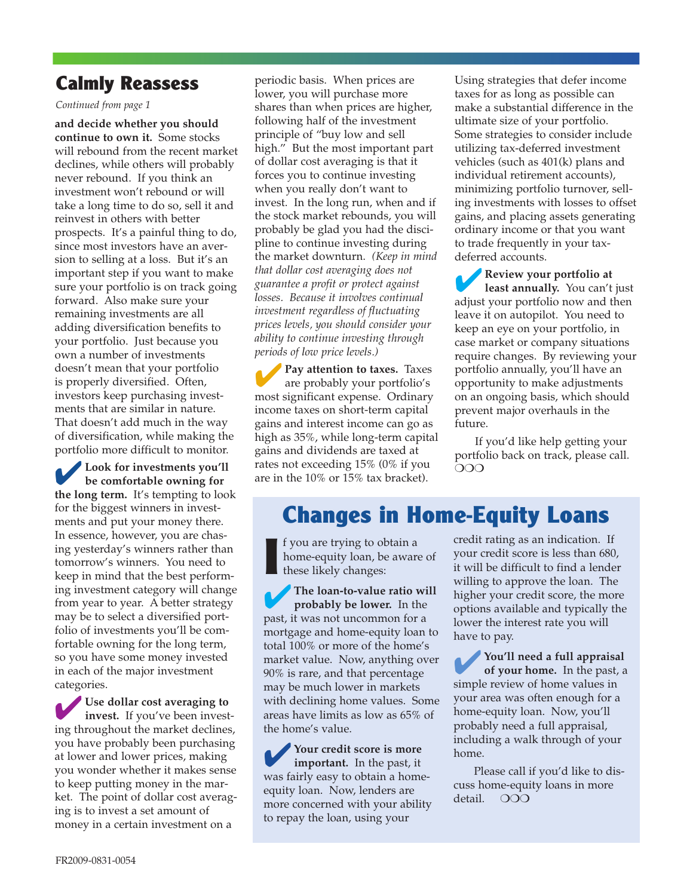## Calmly Reassess

*Continued from page 1*

**and decide whether you should continue to own it.** Some stocks will rebound from the recent market declines, while others will probably never rebound. If you think an investment won't rebound or will take a long time to do so, sell it and reinvest in others with better prospects. It's a painful thing to do, since most investors have an aversion to selling at a loss. But it's an important step if you want to make sure your portfolio is on track going forward. Also make sure your remaining investments are all adding diversification benefits to your portfolio. Just because you own a number of investments doesn't mean that your portfolio is properly diversified. Often, investors keep purchasing investments that are similar in nature. That doesn't add much in the way of diversification, while making the portfolio more difficult to monitor.

✔ **Look for investments you'll be comfortable owning for the long term.** It's tempting to look for the biggest winners in investments and put your money there. In essence, however, you are chasing yesterday's winners rather than tomorrow's winners. You need to keep in mind that the best performing investment category will change from year to year. A better strategy may be to select a diversified portfolio of investments you'll be comfortable owning for the long term, so you have some money invested in each of the major investment categories.

✔ **Use dollar cost averaging to invest.** If you've been investing throughout the market declines, you have probably been purchasing at lower and lower prices, making you wonder whether it makes sense to keep putting money in the market. The point of dollar cost averaging is to invest a set amount of money in a certain investment on a periodic basis. When prices are lower, you will purchase more shares than when prices are higher, following half of the investment principle of "buy low and sell high." But the most important part of dollar cost averaging is that it forces you to continue investing when you really don't want to invest. In the long run, when and if the stock market rebounds, you will probably be glad you had the discipline to continue investing during the market downturn. *(Keep in mind that dollar cost averaging does not guarantee a profit or protect against losses. Because it involves continual investment regardless of fluctuating prices levels, you should consider your ability to continue investing through periods of low price levels.)*

✔ **Pay attention to taxes.** Taxes are probably your portfolio's most significant expense. Ordinary income taxes on short-term capital gains and interest income can go as high as 35%, while long-term capital gains and dividends are taxed at rates not exceeding 15% (0% if you are in the 10% or 15% tax bracket). Using strategies that defer income taxes for as long as possible can make a substantial difference in the ultimate size of your portfolio. Some strategies to consider include utilizing tax-deferred investment vehicles (such as 401(k) plans and individual retirement accounts), minimizing portfolio turnover, selling investments with losses to offset gains, and placing assets generating ordinary income or that you want to trade frequently in your tax-deferred accounts.

✔ **Review your portfolio at least annually.** You can't just adjust your portfolio now and then leave it on autopilot. You need to keep an eye on your portfolio, in case market or company situations require changes. By reviewing your portfolio annually, you'll have an opportunity to make adjustments on an ongoing basis, which should prevent major overhauls in the future.

If you'd like help getting your portfolio back on track, please call. ❍❍❍

## Changes in Home-Equity Loans

If you are trying to obtain a home-equity loan, be aware of these likely changes:

✔ **The loan-to-value ratio will probably be lower.** In the past, it was not uncommon for a mortgage and home-equity loan to total 100% or more of the home's market value. Now, anything over 90% is rare, and that percentage may be much lower in markets with declining home values. Some areas have limits as low as 65% of the home's value.

✔ **Your credit score is more important.** In the past, it was fairly easy to obtain a home-equity loan. Now, lenders are more concerned with your ability to repay the loan, using your credit rating as an indication. If your credit score is less than 680, it will be difficult to find a lender willing to approve the loan. The higher your credit score, the more options available and typically the lower the interest rate you will have to pay.

✔ **You'll need a full appraisal of your home.** In the past, a simple review of home values in your area was often enough for a home-equity loan. Now, you'll probably need a full appraisal, including a walk through of your home.

Please call if you'd like to discuss home-equity loans in more detail. ❍❍❍

FR2009-0831-0054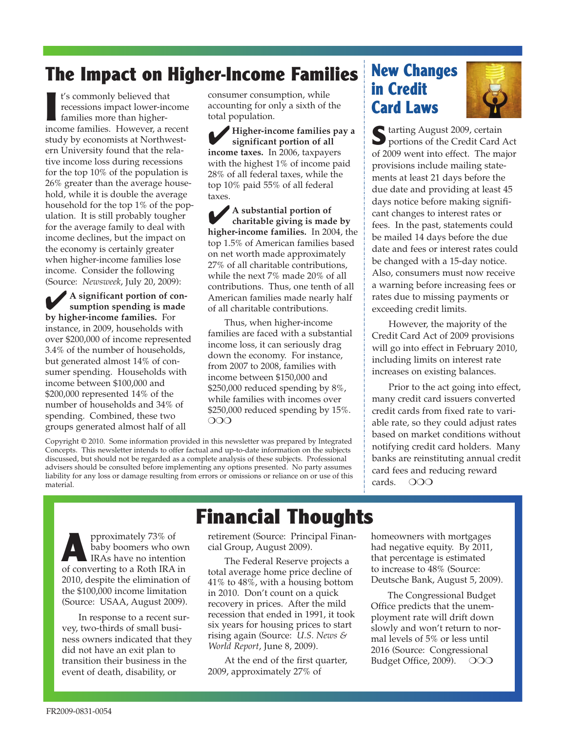## The Impact on Higher-Income Families

It's commonly believed that recessions impact lower-income families more than higher-income families. However, a recent study by economists at Northwestern University found that the relative income loss during recessions for the top 10% of the population is 26% greater than the average household, while it is double the average household for the top 1% of the population. It is still probably tougher for the average family to deal with income declines, but the impact on the economy is certainly greater when higher-income families lose income. Consider the following (Source: *Newsweek*, July 20, 2009):

✔ **A significant portion of consumption spending is made by higher-income families.** For instance, in 2009, households with over $200,000 of income represented 3.4% of the number of households, but generated almost 14% of consumer spending. Households with income between $100,000 and $200,000 represented 14% of the number of households and 34% of spending. Combined, these two groups generated almost half of all consumer consumption, while accounting for only a sixth of the total population.

✔ **Higher-income families pay a significant portion of all income taxes.** In 2006, taxpayers with the highest 1% of income paid 28% of all federal taxes, while the top 10% paid 55% of all federal taxes.

✔ **A substantial portion of charitable giving is made by higher-income families.** In 2004, the top 1.5% of American families based on net worth made approximately 27% of all charitable contributions, while the next 7% made 20% of all contributions. Thus, one tenth of all American families made nearly half of all charitable contributions.

Thus, when higher-income families are faced with a substantial income loss, it can seriously drag down the economy. For instance, from 2007 to 2008, families with income between $150,000 and $250,000 reduced spending by 8%, while families with incomes over $250,000 reduced spending by 15%. ❍❍❍

Copyright © 2010. Some information provided in this newsletter was prepared by Integrated Concepts. This newsletter intends to offer factual and up-to-date information on the subjects discussed, but should not be regarded as a complete analysis of these subjects. Professional advisers should be consulted before implementing any options presented. No party assumes liability for any loss or damage resulting from errors or omissions or reliance on or use of this material.

## New Changes in Credit Card Laws

Starting August 2009, certain portions of the Credit Card Act of 2009 went into effect. The major provisions include mailing statements at least 21 days before the due date and providing at least 45 days notice before making significant changes to interest rates or fees. In the past, statements could be mailed 14 days before the due date and fees or interest rates could be changed with a 15-day notice. Also, consumers must now receive a warning before increasing fees or rates due to missing payments or exceeding credit limits.

However, the majority of the Credit Card Act of 2009 provisions will go into effect in February 2010, including limits on interest rate increases on existing balances.

Prior to the act going into effect, many credit card issuers converted credit cards from fixed rate to variable rate, so they could adjust rates based on market conditions without notifying credit card holders. Many banks are reinstituting annual credit card fees and reducing reward cards. ❍❍❍

## Financial Thoughts

Approximately 73% of baby boomers who own IRAs have no intention of converting to a Roth IRA in 2010, despite the elimination of the $100,000 income limitation (Source: USAA, August 2009).

In response to a recent survey, two-thirds of small business owners indicated that they did not have an exit plan to transition their business in the event of death, disability, or retirement (Source: Principal Financial Group, August 2009).

The Federal Reserve projects a total average home price decline of 41% to 48%, with a housing bottom in 2010. Don't count on a quick recovery in prices. After the mild recession that ended in 1991, it took six years for housing prices to start rising again (Source: *U.S. News & World Report*, June 8, 2009).

At the end of the first quarter, 2009, approximately 27% of homeowners with mortgages had negative equity. By 2011, that percentage is estimated to increase to 48% (Source: Deutsche Bank, August 5, 2009).

The Congressional Budget Office predicts that the unemployment rate will drift down slowly and won't return to normal levels of 5% or less until 2016 (Source: Congressional Budget Office, 2009). ❍❍❍

FR2009-0831-0054